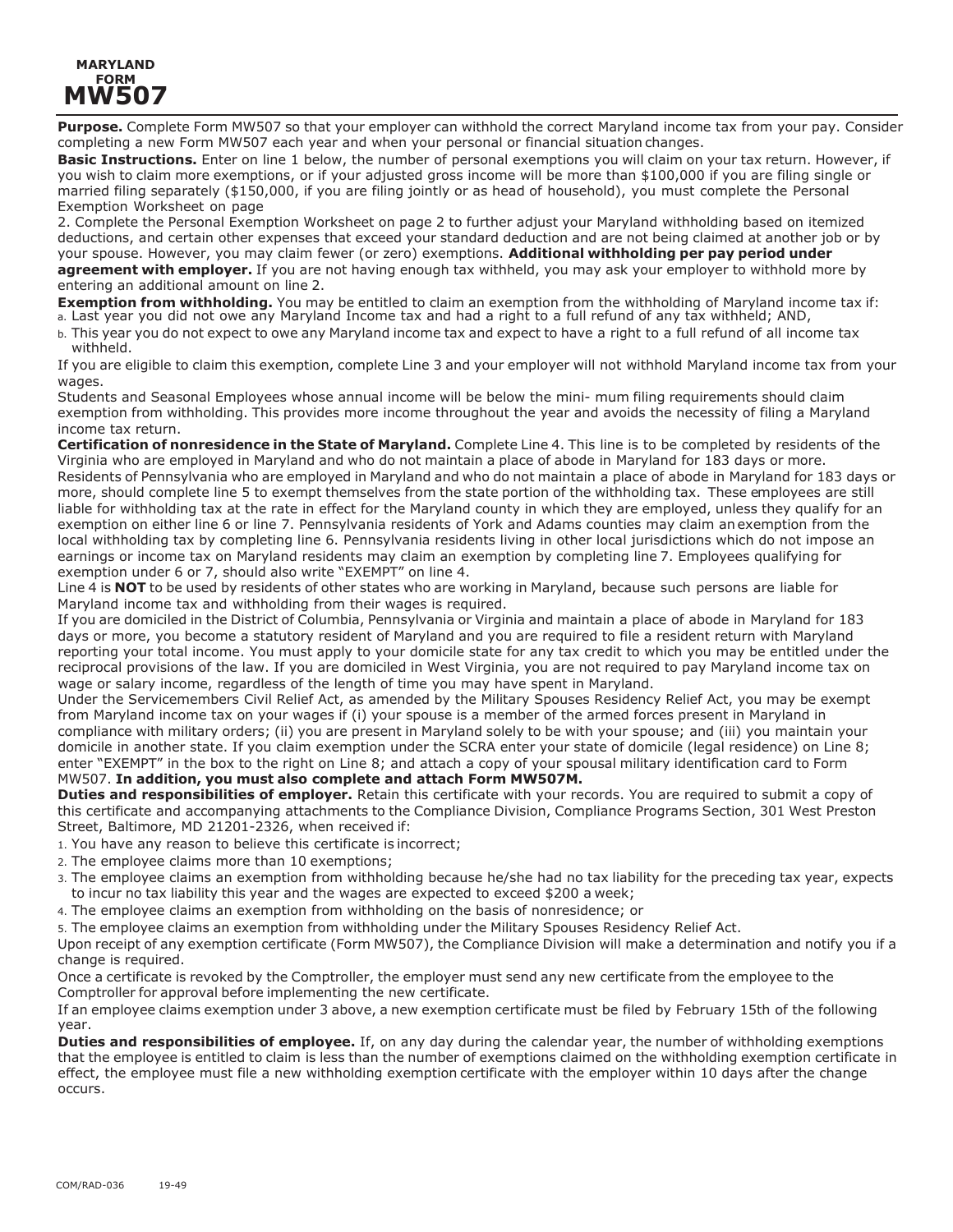# MARYLAND FORM MW507

**Purpose.** Complete Form MW507 so that your employer can withhold the correct Maryland income tax from your pay. Consider completing a new Form MW507 each year and when your personal or financial situation changes.

**Basic Instructions.** Enter on line 1 below, the number of personal exemptions you will claim on your tax return. However, if you wish to claim more exemptions, or if your adjusted gross income will be more than $100,000 if you are filing single or married filing separately ($150,000, if you are filing jointly or as head of household), you must complete the Personal Exemption Worksheet on page 2. Complete the Personal Exemption Worksheet on page 2 to further adjust your Maryland withholding based on itemized deductions, and certain other expenses that exceed your standard deduction and are not being claimed at another job or by your spouse. However, you may claim fewer (or zero) exemptions. **Additional withholding per pay period under agreement with employer.** If you are not having enough tax withheld, you may ask your employer to withhold more by entering an additional amount on line 2.

**Exemption from withholding.** You may be entitled to claim an exemption from the withholding of Maryland income tax if:

a. Last year you did not owe any Maryland Income tax and had a right to a full refund of any tax withheld; AND,

b. This year you do not expect to owe any Maryland income tax and expect to have a right to a full refund of all income tax withheld.

If you are eligible to claim this exemption, complete Line 3 and your employer will not withhold Maryland income tax from your wages.

Students and Seasonal Employees whose annual income will be below the mini- mum filing requirements should claim exemption from withholding. This provides more income throughout the year and avoids the necessity of filing a Maryland income tax return.

**Certification of nonresidence in the State of Maryland.** Complete Line 4. This line is to be completed by residents of the Virginia who are employed in Maryland and who do not maintain a place of abode in Maryland for 183 days or more. Residents of Pennsylvania who are employed in Maryland and who do not maintain a place of abode in Maryland for 183 days or more, should complete line 5 to exempt themselves from the state portion of the withholding tax. These employees are still liable for withholding tax at the rate in effect for the Maryland county in which they are employed, unless they qualify for an exemption on either line 6 or line 7. Pennsylvania residents of York and Adams counties may claim an exemption from the local withholding tax by completing line 6. Pennsylvania residents living in other local jurisdictions which do not impose an earnings or income tax on Maryland residents may claim an exemption by completing line 7. Employees qualifying for exemption under 6 or 7, should also write "EXEMPT" on line 4.

Line 4 is **NOT** to be used by residents of other states who are working in Maryland, because such persons are liable for Maryland income tax and withholding from their wages is required.

If you are domiciled in the District of Columbia, Pennsylvania or Virginia and maintain a place of abode in Maryland for 183 days or more, you become a statutory resident of Maryland and you are required to file a resident return with Maryland reporting your total income. You must apply to your domicile state for any tax credit to which you may be entitled under the reciprocal provisions of the law. If you are domiciled in West Virginia, you are not required to pay Maryland income tax on wage or salary income, regardless of the length of time you may have spent in Maryland.

Under the Servicemembers Civil Relief Act, as amended by the Military Spouses Residency Relief Act, you may be exempt from Maryland income tax on your wages if (i) your spouse is a member of the armed forces present in Maryland in compliance with military orders; (ii) you are present in Maryland solely to be with your spouse; and (iii) you maintain your domicile in another state. If you claim exemption under the SCRA enter your state of domicile (legal residence) on Line 8; enter "EXEMPT" in the box to the right on Line 8; and attach a copy of your spousal military identification card to Form MW507. **In addition, you must also complete and attach Form MW507M.**

**Duties and responsibilities of employer.** Retain this certificate with your records. You are required to submit a copy of this certificate and accompanying attachments to the Compliance Division, Compliance Programs Section, 301 West Preston Street, Baltimore, MD 21201-2326, when received if:

1. You have any reason to believe this certificate is incorrect;
2. The employee claims more than 10 exemptions;
3. The employee claims an exemption from withholding because he/she had no tax liability for the preceding tax year, expects to incur no tax liability this year and the wages are expected to exceed $200 a week;
4. The employee claims an exemption from withholding on the basis of nonresidence; or
5. The employee claims an exemption from withholding under the Military Spouses Residency Relief Act.

Upon receipt of any exemption certificate (Form MW507), the Compliance Division will make a determination and notify you if a change is required.

Once a certificate is revoked by the Comptroller, the employer must send any new certificate from the employee to the Comptroller for approval before implementing the new certificate.

If an employee claims exemption under 3 above, a new exemption certificate must be filed by February 15th of the following year.

**Duties and responsibilities of employee.** If, on any day during the calendar year, the number of withholding exemptions that the employee is entitled to claim is less than the number of exemptions claimed on the withholding exemption certificate in effect, the employee must file a new withholding exemption certificate with the employer within 10 days after the change occurs.

COM/RAD-036 19-49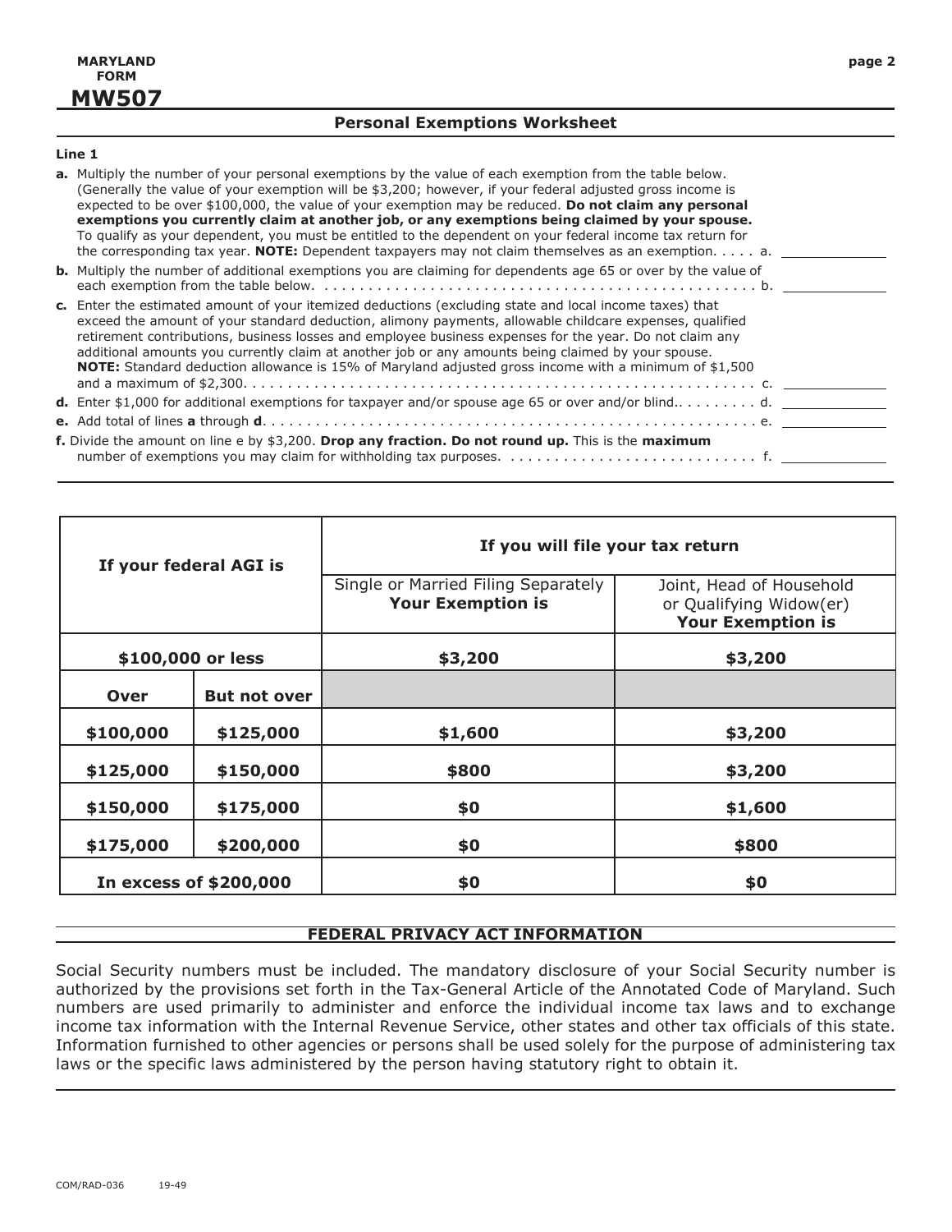**MARYLAND FORM**

# MW507

## Personal Exemptions Worksheet

**Line 1**

**a.** Multiply the number of your personal exemptions by the value of each exemption from the table below. (Generally the value of your exemption will be $3,200; however, if your federal adjusted gross income is expected to be over $100,000, the value of your exemption may be reduced. **Do not claim any personal exemptions you currently claim at another job, or any exemptions being claimed by your spouse.** To qualify as your dependent, you must be entitled to the dependent on your federal income tax return for the corresponding tax year. **NOTE:** Dependent taxpayers may not claim themselves as an exemption. . . . . a. ____________

**b.** Multiply the number of additional exemptions you are claiming for dependents age 65 or over by the value of each exemption from the table below. . . . . . . . . . . . . . . . . . . . . . . . . . . . . . . . . . . . . . . . . . . . . . . . . . b. ____________

**c.** Enter the estimated amount of your itemized deductions (excluding state and local income taxes) that exceed the amount of your standard deduction, alimony payments, allowable childcare expenses, qualified retirement contributions, business losses and employee business expenses for the year. Do not claim any additional amounts you currently claim at another job or any amounts being claimed by your spouse. **NOTE:** Standard deduction allowance is 15% of Maryland adjusted gross income with a minimum of $1,500 and a maximum of $2,300. . . . . . . . . . . . . . . . . . . . . . . . . . . . . . . . . . . . . . . . . . . . . . . . . . . . . . . . . c. ____________

**d.** Enter $1,000 for additional exemptions for taxpayer and/or spouse age 65 or over and/or blind.. . . . . . . . . d. ____________

**e.** Add total of lines **a** through **d**. . . . . . . . . . . . . . . . . . . . . . . . . . . . . . . . . . . . . . . . . . . . . . . . . . . . . . . . e. ____________

**f.** Divide the amount on line e by $3,200. **Drop any fraction. Do not round up.** This is the **maximum** number of exemptions you may claim for withholding tax purposes. . . . . . . . . . . . . . . . . . . . . . . . . . . . . f. ____________

| If your federal AGI is | | If you will file your tax return | |
|---|---|---|---|
| | | Single or Married Filing Separately **Your Exemption is** | Joint, Head of Household or Qualifying Widow(er) **Your Exemption is** |
| **$100,000 or less** | | **$3,200** | **$3,200** |
| **Over** | **But not over** | | |
| **$100,000** | **$125,000** | **$1,600** | **$3,200** |
| **$125,000** | **$150,000** | **$800** | **$3,200** |
| **$150,000** | **$175,000** | **$0** | **$1,600** |
| **$175,000** | **$200,000** | **$0** | **$800** |
| **In excess of $200,000** | | **$0** | **$0** |

## FEDERAL PRIVACY ACT INFORMATION

Social Security numbers must be included. The mandatory disclosure of your Social Security number is authorized by the provisions set forth in the Tax-General Article of the Annotated Code of Maryland. Such numbers are used primarily to administer and enforce the individual income tax laws and to exchange income tax information with the Internal Revenue Service, other states and other tax officials of this state. Information furnished to other agencies or persons shall be used solely for the purpose of administering tax laws or the specific laws administered by the person having statutory right to obtain it.

COM/RAD-036 19-49